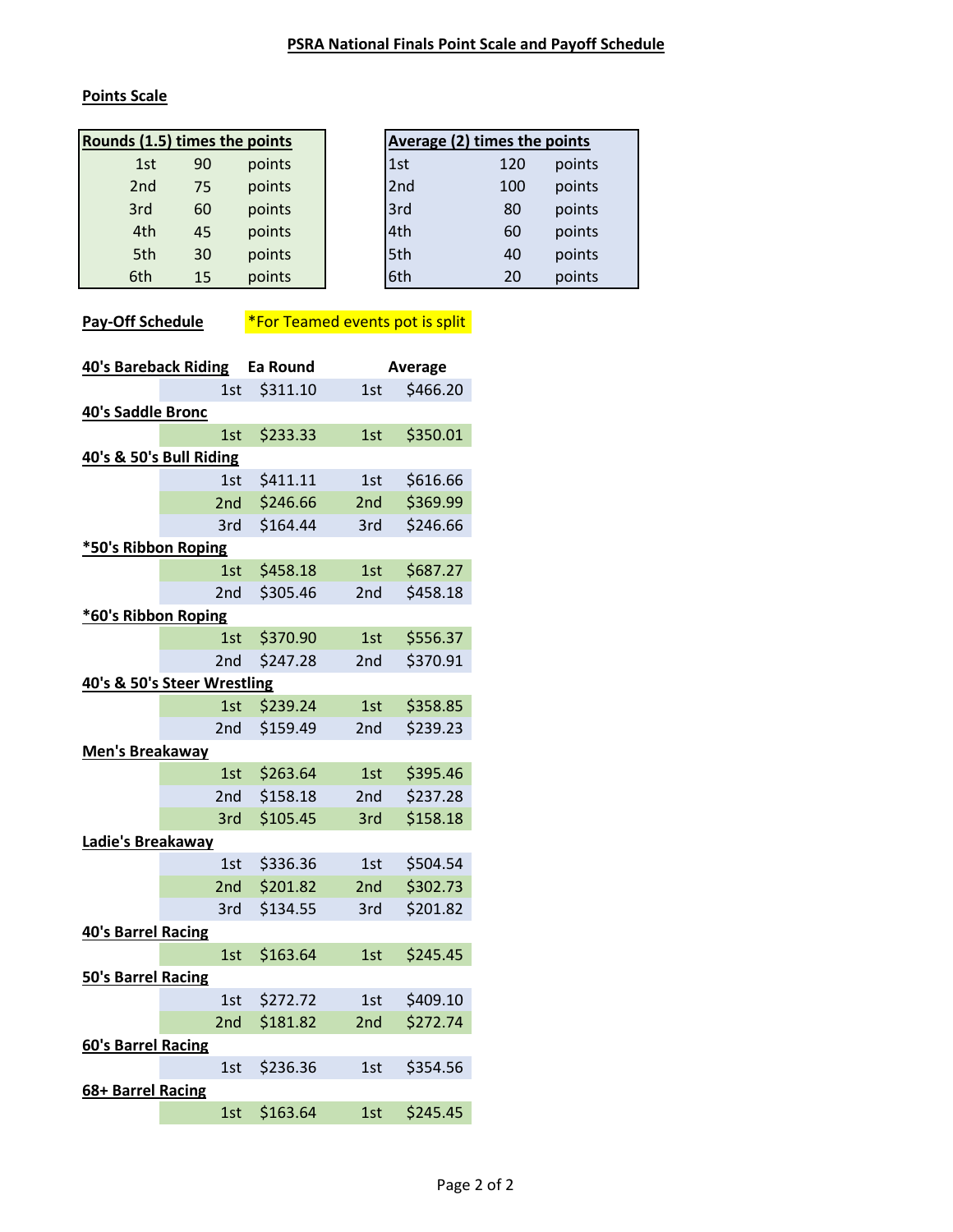# PSRA National Finals Point Scale and Payoff Schedule

## Points Scale

| Rounds (1.5) times the points | | |
|---|---|---|
| 1st | 90 | points |
| 2nd | 75 | points |
| 3rd | 60 | points |
| 4th | 45 | points |
| 5th | 30 | points |
| 6th | 15 | points |

| Average (2) times the points | | |
|---|---|---|
| 1st | 120 | points |
| 2nd | 100 | points |
| 3rd | 80 | points |
| 4th | 60 | points |
| 5th | 40 | points |
| 6th | 20 | points |

## Pay-Off Schedule

*For Teamed events pot is split

| Event | Place | Ea Round | Place | Average |
|---|---|---|---|---|
| **40's Bareback Riding** | 1st | $311.10 | 1st | $466.20 |
| **40's Saddle Bronc** | 1st | $233.33 | 1st | $350.01 |
| **40's & 50's Bull Riding** | 1st | $411.11 | 1st | $616.66 |
| | 2nd | $246.66 | 2nd | $369.99 |
| | 3rd | $164.44 | 3rd | $246.66 |
| ***50's Ribbon Roping** | 1st | $458.18 | 1st | $687.27 |
| | 2nd | $305.46 | 2nd | $458.18 |
| ***60's Ribbon Roping** | 1st | $370.90 | 1st | $556.37 |
| | 2nd | $247.28 | 2nd | $370.91 |
| **40's & 50's Steer Wrestling** | 1st | $239.24 | 1st | $358.85 |
| | 2nd | $159.49 | 2nd | $239.23 |
| **Men's Breakaway** | 1st | $263.64 | 1st | $395.46 |
| | 2nd | $158.18 | 2nd | $237.28 |
| | 3rd | $105.45 | 3rd | $158.18 |
| **Ladie's Breakaway** | 1st | $336.36 | 1st | $504.54 |
| | 2nd | $201.82 | 2nd | $302.73 |
| | 3rd | $134.55 | 3rd | $201.82 |
| **40's Barrel Racing** | 1st | $163.64 | 1st | $245.45 |
| **50's Barrel Racing** | 1st | $272.72 | 1st | $409.10 |
| | 2nd | $181.82 | 2nd | $272.74 |
| **60's Barrel Racing** | 1st | $236.36 | 1st | $354.56 |
| **68+ Barrel Racing** | 1st | $163.64 | 1st | $245.45 |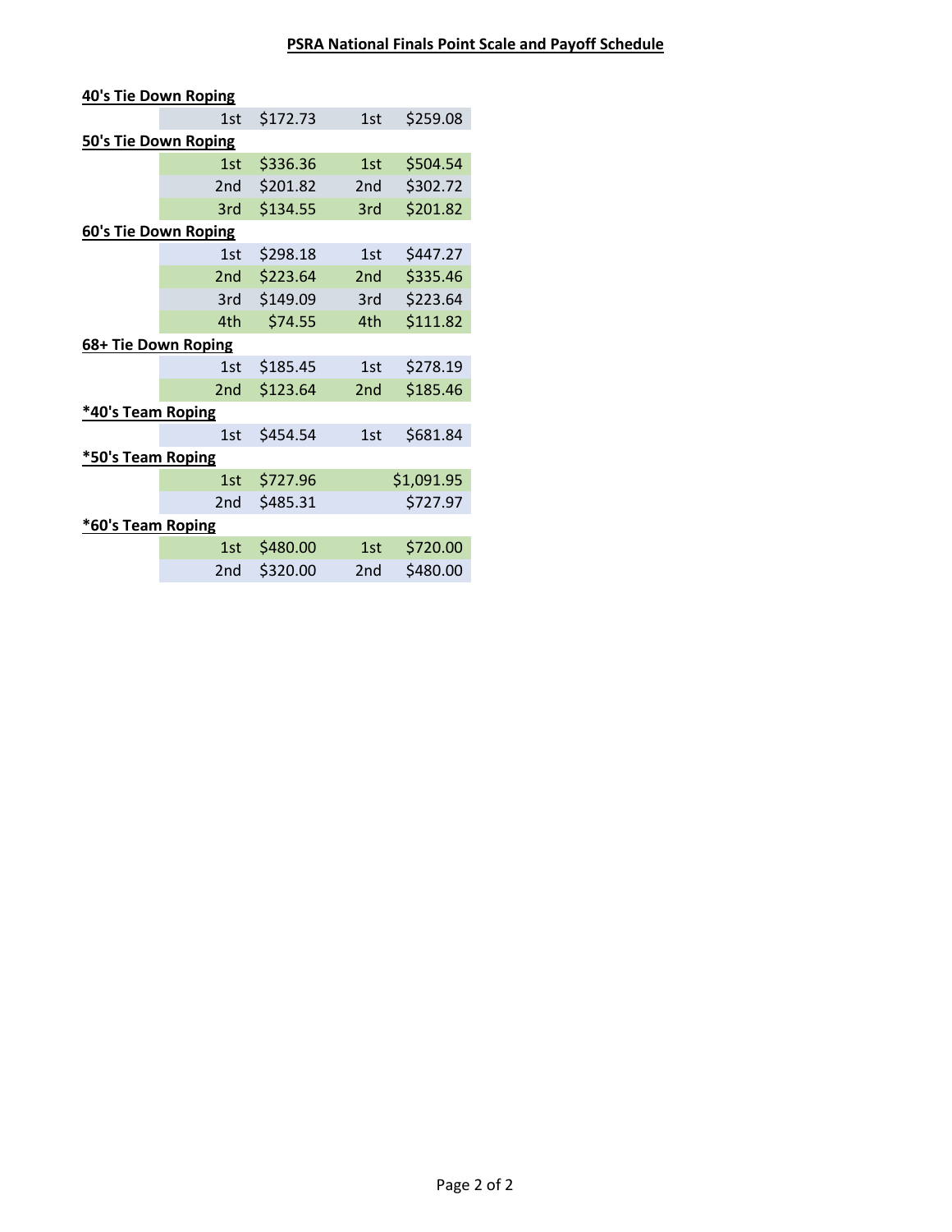**PSRA National Finals Point Scale and Payoff Schedule**

**40's Tie Down Roping**

| | | | |
|---|---|---|---|
| 1st | $172.73 | 1st | $259.08 |

**50's Tie Down Roping**

| | | | |
|---|---|---|---|
| 1st | $336.36 | 1st | $504.54 |
| 2nd | $201.82 | 2nd | $302.72 |
| 3rd | $134.55 | 3rd | $201.82 |

**60's Tie Down Roping**

| | | | |
|---|---|---|---|
| 1st | $298.18 | 1st | $447.27 |
| 2nd | $223.64 | 2nd | $335.46 |
| 3rd | $149.09 | 3rd | $223.64 |
| 4th | $74.55 | 4th | $111.82 |

**68+ Tie Down Roping**

| | | | |
|---|---|---|---|
| 1st | $185.45 | 1st | $278.19 |
| 2nd | $123.64 | 2nd | $185.46 |

**\*40's Team Roping**

| | | | |
|---|---|---|---|
| 1st | $454.54 | 1st | $681.84 |

**\*50's Team Roping**

| | | | |
|---|---|---|---|
| 1st | $727.96 | | $1,091.95 |
| 2nd | $485.31 | | $727.97 |

**\*60's Team Roping**

| | | | |
|---|---|---|---|
| 1st | $480.00 | 1st | $720.00 |
| 2nd | $320.00 | 2nd | $480.00 |